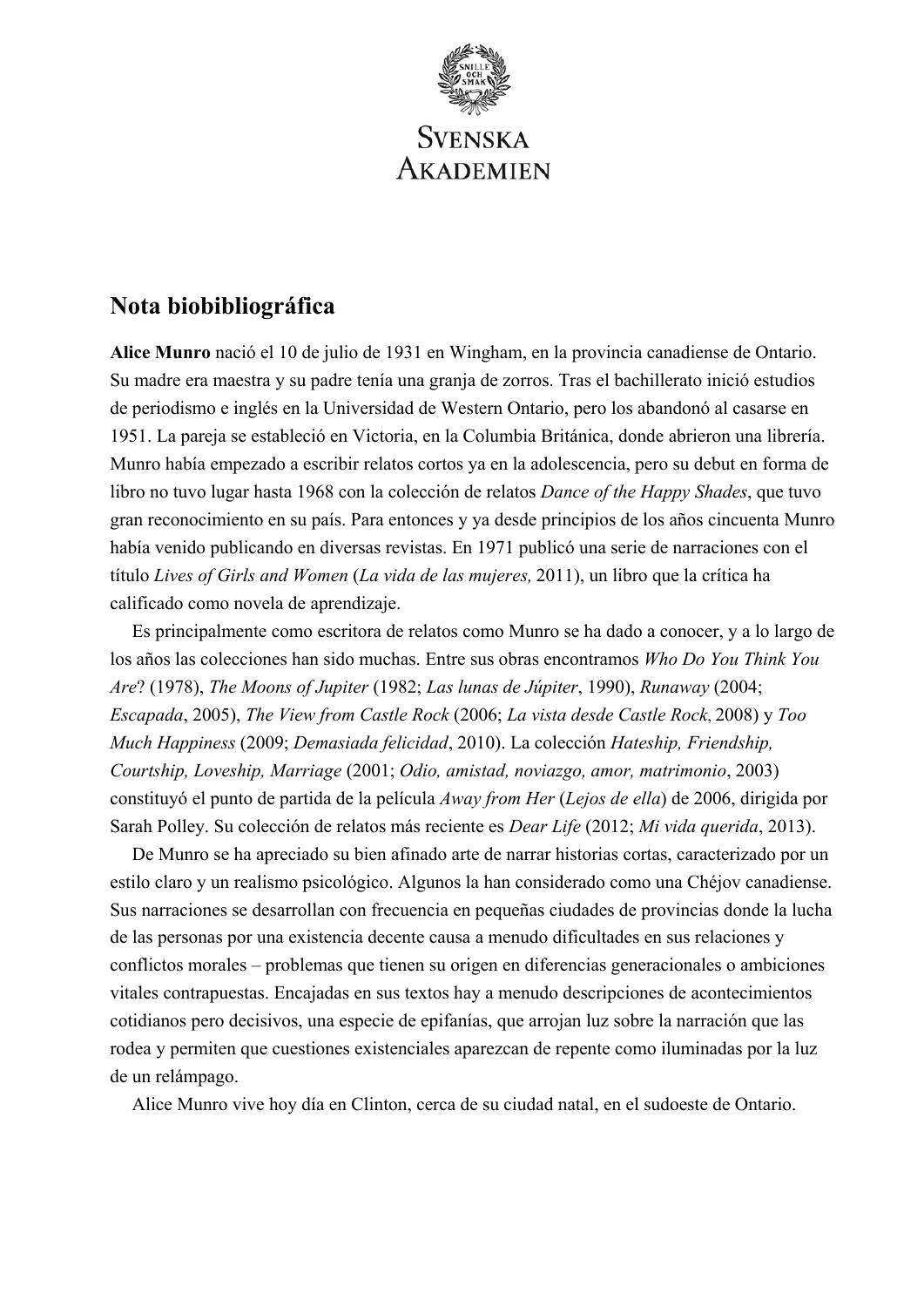SVENSKA AKADEMIEN

## Nota biobibliográfica

**Alice Munro** nació el 10 de julio de 1931 en Wingham, en la provincia canadiense de Ontario. Su madre era maestra y su padre tenía una granja de zorros. Tras el bachillerato inició estudios de periodismo e inglés en la Universidad de Western Ontario, pero los abandonó al casarse en 1951. La pareja se estableció en Victoria, en la Columbia Británica, donde abrieron una librería. Munro había empezado a escribir relatos cortos ya en la adolescencia, pero su debut en forma de libro no tuvo lugar hasta 1968 con la colección de relatos *Dance of the Happy Shades*, que tuvo gran reconocimiento en su país. Para entonces y ya desde principios de los años cincuenta Munro había venido publicando en diversas revistas. En 1971 publicó una serie de narraciones con el título *Lives of Girls and Women* (*La vida de las mujeres,* 2011), un libro que la crítica ha calificado como novela de aprendizaje.

Es principalmente como escritora de relatos como Munro se ha dado a conocer, y a lo largo de los años las colecciones han sido muchas. Entre sus obras encontramos *Who Do You Think You Are*? (1978), *The Moons of Jupiter* (1982; *Las lunas de Júpiter*, 1990), *Runaway* (2004; *Escapada*, 2005), *The View from Castle Rock* (2006; *La vista desde Castle Rock*, 2008) y *Too Much Happiness* (2009; *Demasiada felicidad*, 2010). La colección *Hateship, Friendship, Courtship, Loveship, Marriage* (2001; *Odio, amistad, noviazgo, amor, matrimonio*, 2003) constituyó el punto de partida de la película *Away from Her* (*Lejos de ella*) de 2006, dirigida por Sarah Polley. Su colección de relatos más reciente es *Dear Life* (2012; *Mi vida querida*, 2013).

De Munro se ha apreciado su bien afinado arte de narrar historias cortas, caracterizado por un estilo claro y un realismo psicológico. Algunos la han considerado como una Chéjov canadiense. Sus narraciones se desarrollan con frecuencia en pequeñas ciudades de provincias donde la lucha de las personas por una existencia decente causa a menudo dificultades en sus relaciones y conflictos morales – problemas que tienen su origen en diferencias generacionales o ambiciones vitales contrapuestas. Encajadas en sus textos hay a menudo descripciones de acontecimientos cotidianos pero decisivos, una especie de epifanías, que arrojan luz sobre la narración que las rodea y permiten que cuestiones existenciales aparezcan de repente como iluminadas por la luz de un relámpago.

Alice Munro vive hoy día en Clinton, cerca de su ciudad natal, en el sudoeste de Ontario.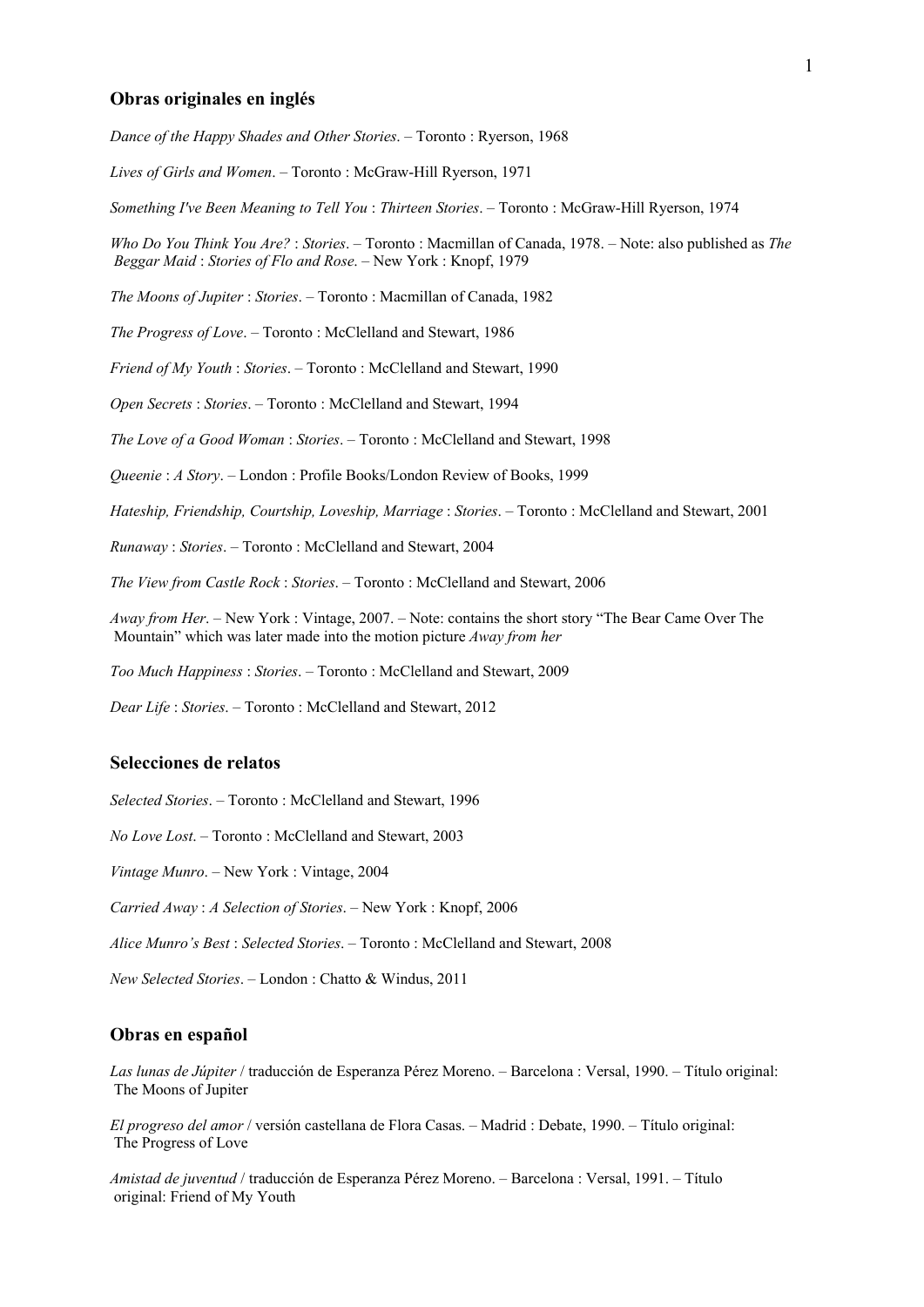## Obras originales en inglés

*Dance of the Happy Shades and Other Stories*. – Toronto : Ryerson, 1968

*Lives of Girls and Women*. – Toronto : McGraw-Hill Ryerson, 1971

*Something I've Been Meaning to Tell You* : *Thirteen Stories*. – Toronto : McGraw-Hill Ryerson, 1974

*Who Do You Think You Are?* : *Stories*. – Toronto : Macmillan of Canada, 1978. – Note: also published as *The Beggar Maid* : *Stories of Flo and Rose*. – New York : Knopf, 1979

*The Moons of Jupiter* : *Stories*. – Toronto : Macmillan of Canada, 1982

*The Progress of Love*. – Toronto : McClelland and Stewart, 1986

*Friend of My Youth* : *Stories*. – Toronto : McClelland and Stewart, 1990

*Open Secrets* : *Stories*. – Toronto : McClelland and Stewart, 1994

*The Love of a Good Woman* : *Stories*. – Toronto : McClelland and Stewart, 1998

*Queenie* : *A Story*. – London : Profile Books/London Review of Books, 1999

*Hateship, Friendship, Courtship, Loveship, Marriage* : *Stories*. – Toronto : McClelland and Stewart, 2001

*Runaway* : *Stories*. – Toronto : McClelland and Stewart, 2004

*The View from Castle Rock* : *Stories*. – Toronto : McClelland and Stewart, 2006

*Away from Her*. – New York : Vintage, 2007. – Note: contains the short story "The Bear Came Over The Mountain" which was later made into the motion picture *Away from her*

*Too Much Happiness* : *Stories*. – Toronto : McClelland and Stewart, 2009

*Dear Life* : *Stories*. – Toronto : McClelland and Stewart, 2012

## Selecciones de relatos

*Selected Stories*. – Toronto : McClelland and Stewart, 1996

*No Love Lost*. – Toronto : McClelland and Stewart, 2003

*Vintage Munro*. – New York : Vintage, 2004

*Carried Away* : *A Selection of Stories*. – New York : Knopf, 2006

*Alice Munro's Best* : *Selected Stories*. – Toronto : McClelland and Stewart, 2008

*New Selected Stories*. – London : Chatto & Windus, 2011

## Obras en español

*Las lunas de Júpiter* / traducción de Esperanza Pérez Moreno. – Barcelona : Versal, 1990. – Título original: The Moons of Jupiter

*El progreso del amor* / versión castellana de Flora Casas. – Madrid : Debate, 1990. – Título original: The Progress of Love

*Amistad de juventud* / traducción de Esperanza Pérez Moreno. – Barcelona : Versal, 1991. – Título original: Friend of My Youth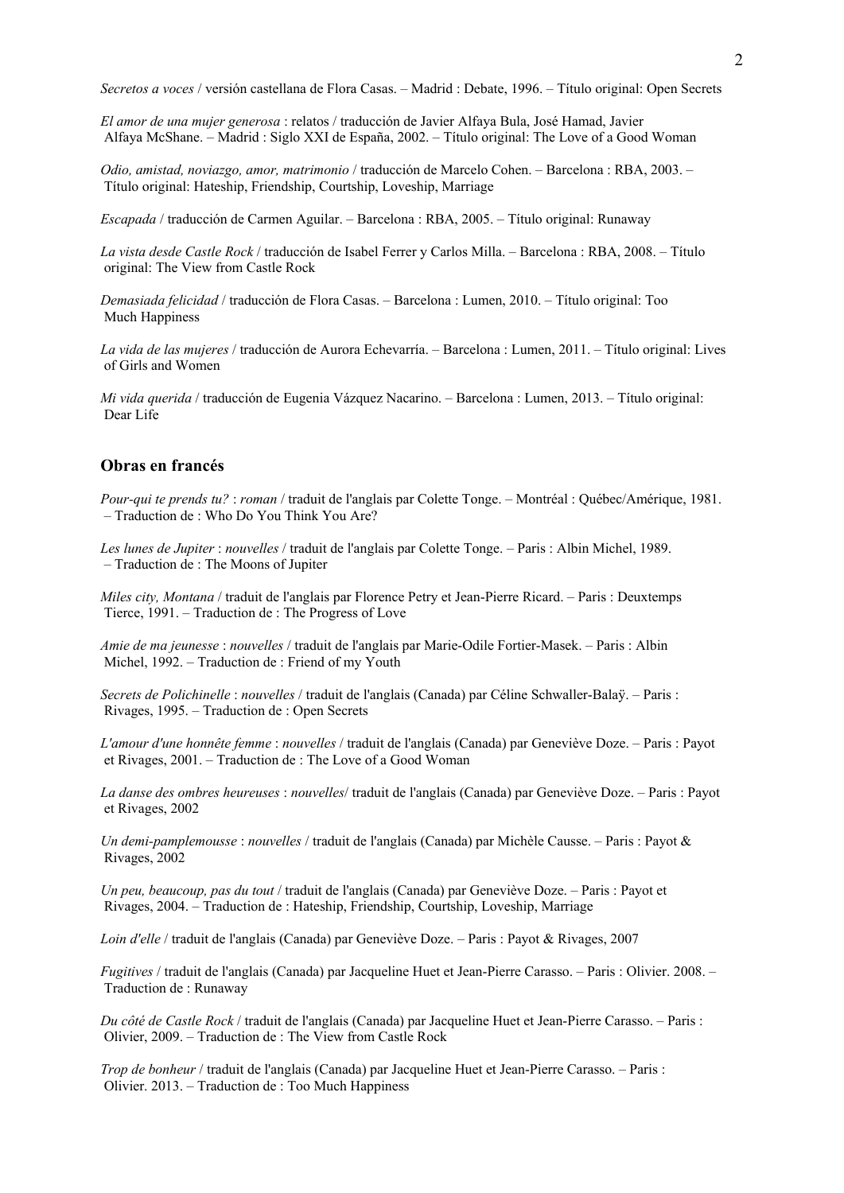*Secretos a voces* / versión castellana de Flora Casas. – Madrid : Debate, 1996. – Título original: Open Secrets

*El amor de una mujer generosa* : relatos / traducción de Javier Alfaya Bula, José Hamad, Javier Alfaya McShane. – Madrid : Siglo XXI de España, 2002. – Título original: The Love of a Good Woman

*Odio, amistad, noviazgo, amor, matrimonio* / traducción de Marcelo Cohen. – Barcelona : RBA, 2003. – Título original: Hateship, Friendship, Courtship, Loveship, Marriage

*Escapada* / traducción de Carmen Aguilar. – Barcelona : RBA, 2005. – Título original: Runaway

*La vista desde Castle Rock* / traducción de Isabel Ferrer y Carlos Milla. – Barcelona : RBA, 2008. – Título original: The View from Castle Rock

*Demasiada felicidad* / traducción de Flora Casas. – Barcelona : Lumen, 2010. – Título original: Too Much Happiness

*La vida de las mujeres* / traducción de Aurora Echevarría. – Barcelona : Lumen, 2011. – Título original: Lives of Girls and Women

*Mi vida querida* / traducción de Eugenia Vázquez Nacarino. – Barcelona : Lumen, 2013. – Título original: Dear Life

## Obras en francés

*Pour-qui te prends tu?* : *roman* / traduit de l'anglais par Colette Tonge. – Montréal : Québec/Amérique, 1981. – Traduction de : Who Do You Think You Are?

*Les lunes de Jupiter* : *nouvelles* / traduit de l'anglais par Colette Tonge. – Paris : Albin Michel, 1989. – Traduction de : The Moons of Jupiter

*Miles city, Montana* / traduit de l'anglais par Florence Petry et Jean-Pierre Ricard. – Paris : Deuxtemps Tierce, 1991. – Traduction de : The Progress of Love

*Amie de ma jeunesse* : *nouvelles* / traduit de l'anglais par Marie-Odile Fortier-Masek. – Paris : Albin Michel, 1992. – Traduction de : Friend of my Youth

*Secrets de Polichinelle* : *nouvelles* / traduit de l'anglais (Canada) par Céline Schwaller-Balaÿ. – Paris : Rivages, 1995. – Traduction de : Open Secrets

*L'amour d'une honnête femme* : *nouvelles* / traduit de l'anglais (Canada) par Geneviève Doze. – Paris : Payot et Rivages, 2001. – Traduction de : The Love of a Good Woman

*La danse des ombres heureuses* : *nouvelles*/ traduit de l'anglais (Canada) par Geneviève Doze. – Paris : Payot et Rivages, 2002

*Un demi-pamplemousse* : *nouvelles* / traduit de l'anglais (Canada) par Michèle Causse. – Paris : Payot & Rivages, 2002

*Un peu, beaucoup, pas du tout* / traduit de l'anglais (Canada) par Geneviève Doze. – Paris : Payot et Rivages, 2004. – Traduction de : Hateship, Friendship, Courtship, Loveship, Marriage

*Loin d'elle* / traduit de l'anglais (Canada) par Geneviève Doze. – Paris : Payot & Rivages, 2007

*Fugitives* / traduit de l'anglais (Canada) par Jacqueline Huet et Jean-Pierre Carasso. – Paris : Olivier. 2008. – Traduction de : Runaway

*Du côté de Castle Rock* / traduit de l'anglais (Canada) par Jacqueline Huet et Jean-Pierre Carasso. – Paris : Olivier, 2009. – Traduction de : The View from Castle Rock

*Trop de bonheur* / traduit de l'anglais (Canada) par Jacqueline Huet et Jean-Pierre Carasso. – Paris : Olivier. 2013. – Traduction de : Too Much Happiness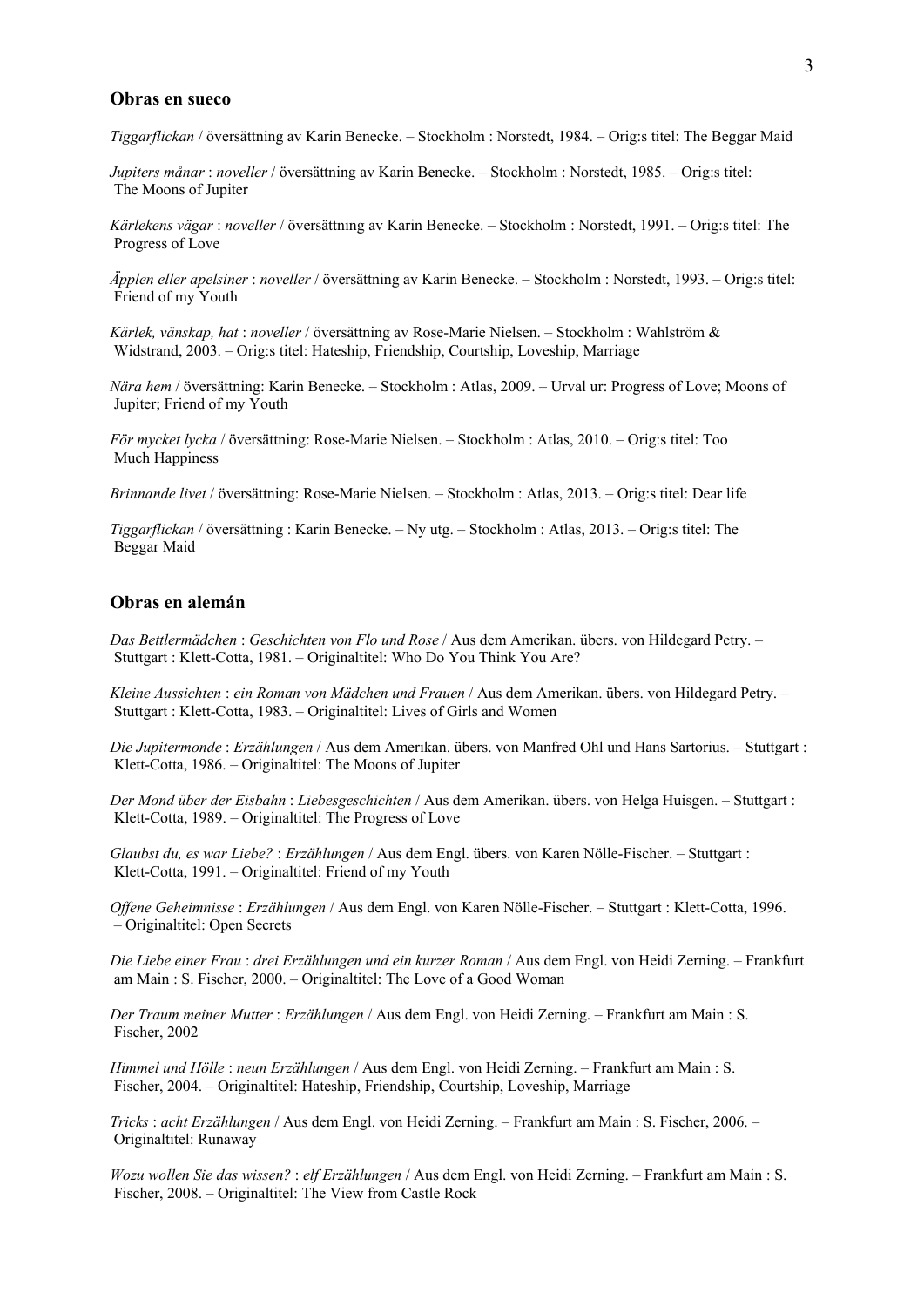## Obras en sueco

*Tiggarflickan* / översättning av Karin Benecke. – Stockholm : Norstedt, 1984. – Orig:s titel: The Beggar Maid

*Jupiters månar* : *noveller* / översättning av Karin Benecke. – Stockholm : Norstedt, 1985. – Orig:s titel: The Moons of Jupiter

*Kärlekens vägar* : *noveller* / översättning av Karin Benecke. – Stockholm : Norstedt, 1991. – Orig:s titel: The Progress of Love

*Äpplen eller apelsiner* : *noveller* / översättning av Karin Benecke. – Stockholm : Norstedt, 1993. – Orig:s titel: Friend of my Youth

*Kärlek, vänskap, hat* : *noveller* / översättning av Rose-Marie Nielsen. – Stockholm : Wahlström & Widstrand, 2003. – Orig:s titel: Hateship, Friendship, Courtship, Loveship, Marriage

*Nära hem* / översättning: Karin Benecke. – Stockholm : Atlas, 2009. – Urval ur: Progress of Love; Moons of Jupiter; Friend of my Youth

*För mycket lycka* / översättning: Rose-Marie Nielsen. – Stockholm : Atlas, 2010. – Orig:s titel: Too Much Happiness

*Brinnande livet* / översättning: Rose-Marie Nielsen. – Stockholm : Atlas, 2013. – Orig:s titel: Dear life

*Tiggarflickan* / översättning : Karin Benecke. – Ny utg. – Stockholm : Atlas, 2013. – Orig:s titel: The Beggar Maid

## Obras en alemán

*Das Bettlermädchen* : *Geschichten von Flo und Rose* / Aus dem Amerikan. übers. von Hildegard Petry. – Stuttgart : Klett-Cotta, 1981. – Originaltitel: Who Do You Think You Are?

*Kleine Aussichten* : *ein Roman von Mädchen und Frauen* / Aus dem Amerikan. übers. von Hildegard Petry. – Stuttgart : Klett-Cotta, 1983. – Originaltitel: Lives of Girls and Women

*Die Jupitermonde* : *Erzählungen* / Aus dem Amerikan. übers. von Manfred Ohl und Hans Sartorius. – Stuttgart : Klett-Cotta, 1986. – Originaltitel: The Moons of Jupiter

*Der Mond über der Eisbahn* : *Liebesgeschichten* / Aus dem Amerikan. übers. von Helga Huisgen. – Stuttgart : Klett-Cotta, 1989. – Originaltitel: The Progress of Love

*Glaubst du, es war Liebe?* : *Erzählungen* / Aus dem Engl. übers. von Karen Nölle-Fischer. – Stuttgart : Klett-Cotta, 1991. – Originaltitel: Friend of my Youth

*Offene Geheimnisse* : *Erzählungen* / Aus dem Engl. von Karen Nölle-Fischer. – Stuttgart : Klett-Cotta, 1996. – Originaltitel: Open Secrets

*Die Liebe einer Frau* : *drei Erzählungen und ein kurzer Roman* / Aus dem Engl. von Heidi Zerning. – Frankfurt am Main : S. Fischer, 2000. – Originaltitel: The Love of a Good Woman

*Der Traum meiner Mutter* : *Erzählungen* / Aus dem Engl. von Heidi Zerning. – Frankfurt am Main : S. Fischer, 2002

*Himmel und Hölle* : *neun Erzählungen* / Aus dem Engl. von Heidi Zerning. – Frankfurt am Main : S. Fischer, 2004. – Originaltitel: Hateship, Friendship, Courtship, Loveship, Marriage

*Tricks* : *acht Erzählungen* / Aus dem Engl. von Heidi Zerning. – Frankfurt am Main : S. Fischer, 2006. – Originaltitel: Runaway

*Wozu wollen Sie das wissen?* : *elf Erzählungen* / Aus dem Engl. von Heidi Zerning. – Frankfurt am Main : S. Fischer, 2008. – Originaltitel: The View from Castle Rock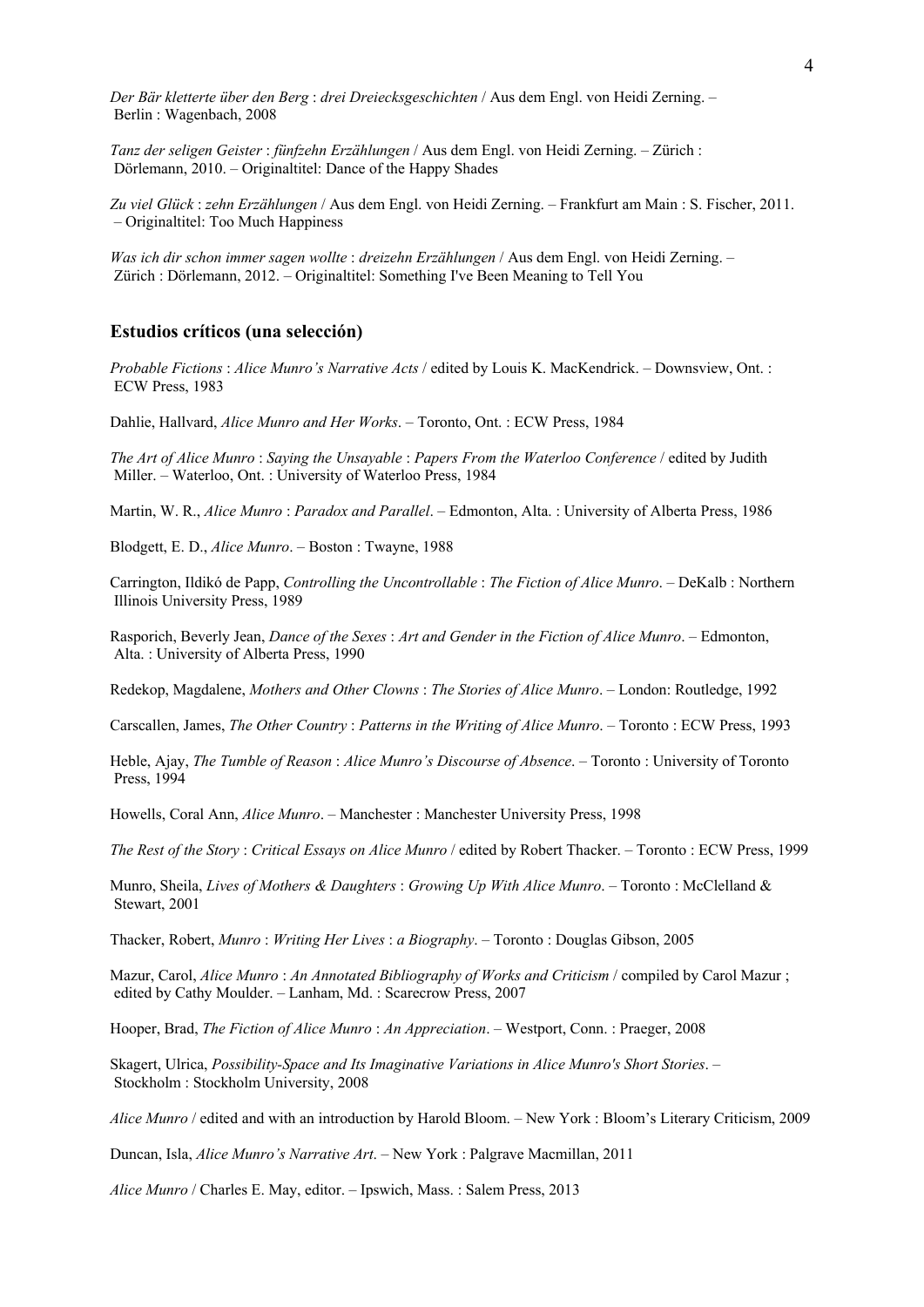*Der Bär kletterte über den Berg* : *drei Dreiecksgeschichten* / Aus dem Engl. von Heidi Zerning. – Berlin : Wagenbach, 2008

*Tanz der seligen Geister* : *fünfzehn Erzählungen* / Aus dem Engl. von Heidi Zerning. – Zürich : Dörlemann, 2010. – Originaltitel: Dance of the Happy Shades

*Zu viel Glück* : *zehn Erzählungen* / Aus dem Engl. von Heidi Zerning. – Frankfurt am Main : S. Fischer, 2011. – Originaltitel: Too Much Happiness

*Was ich dir schon immer sagen wollte* : *dreizehn Erzählungen* / Aus dem Engl. von Heidi Zerning. – Zürich : Dörlemann, 2012. – Originaltitel: Something I've Been Meaning to Tell You

## Estudios críticos (una selección)

*Probable Fictions* : *Alice Munro's Narrative Acts* / edited by Louis K. MacKendrick. – Downsview, Ont. : ECW Press, 1983

Dahlie, Hallvard, *Alice Munro and Her Works*. – Toronto, Ont. : ECW Press, 1984

*The Art of Alice Munro* : *Saying the Unsayable* : *Papers From the Waterloo Conference* / edited by Judith Miller. – Waterloo, Ont. : University of Waterloo Press, 1984

Martin, W. R., *Alice Munro* : *Paradox and Parallel*. – Edmonton, Alta. : University of Alberta Press, 1986

Blodgett, E. D., *Alice Munro*. – Boston : Twayne, 1988

Carrington, Ildikó de Papp, *Controlling the Uncontrollable* : *The Fiction of Alice Munro*. – DeKalb : Northern Illinois University Press, 1989

Rasporich, Beverly Jean, *Dance of the Sexes* : *Art and Gender in the Fiction of Alice Munro*. – Edmonton, Alta. : University of Alberta Press, 1990

Redekop, Magdalene, *Mothers and Other Clowns* : *The Stories of Alice Munro*. – London: Routledge, 1992

Carscallen, James, *The Other Country* : *Patterns in the Writing of Alice Munro*. – Toronto : ECW Press, 1993

Heble, Ajay, *The Tumble of Reason* : *Alice Munro's Discourse of Absence*. – Toronto : University of Toronto Press, 1994

Howells, Coral Ann, *Alice Munro*. – Manchester : Manchester University Press, 1998

*The Rest of the Story* : *Critical Essays on Alice Munro* / edited by Robert Thacker. – Toronto : ECW Press, 1999

Munro, Sheila, *Lives of Mothers & Daughters* : *Growing Up With Alice Munro*. – Toronto : McClelland & Stewart, 2001

Thacker, Robert, *Munro* : *Writing Her Lives* : *a Biography*. – Toronto : Douglas Gibson, 2005

Mazur, Carol, *Alice Munro* : *An Annotated Bibliography of Works and Criticism* / compiled by Carol Mazur ; edited by Cathy Moulder. – Lanham, Md. : Scarecrow Press, 2007

Hooper, Brad, *The Fiction of Alice Munro* : *An Appreciation*. – Westport, Conn. : Praeger, 2008

Skagert, Ulrica, *Possibility-Space and Its Imaginative Variations in Alice Munro's Short Stories*. – Stockholm : Stockholm University, 2008

*Alice Munro* / edited and with an introduction by Harold Bloom. – New York : Bloom's Literary Criticism, 2009

Duncan, Isla, *Alice Munro's Narrative Art*. – New York : Palgrave Macmillan, 2011

*Alice Munro* / Charles E. May, editor. – Ipswich, Mass. : Salem Press, 2013